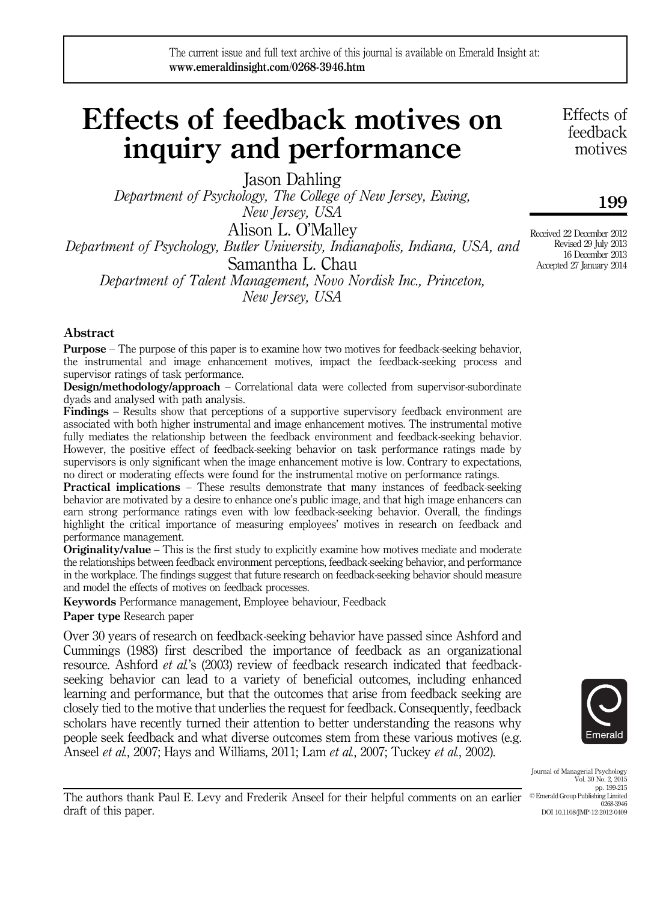The current issue and full text archive of this journal is available on Emerald Insight at: **www.emeraldinsight.com/0268-3946.htm**

# Effects of feedback motives on inquiry and performance

Jason Dahling
*Department of Psychology, The College of New Jersey, Ewing, New Jersey, USA*

Alison L. O'Malley
*Department of Psychology, Butler University, Indianapolis, Indiana, USA, and*

Samantha L. Chau
*Department of Talent Management, Novo Nordisk Inc., Princeton, New Jersey, USA*

Received 22 December 2012
Revised 29 July 2013
16 December 2013
Accepted 27 January 2014

## Abstract

**Purpose** – The purpose of this paper is to examine how two motives for feedback-seeking behavior, the instrumental and image enhancement motives, impact the feedback-seeking process and supervisor ratings of task performance.

**Design/methodology/approach** – Correlational data were collected from supervisor-subordinate dyads and analysed with path analysis.

**Findings** – Results show that perceptions of a supportive supervisory feedback environment are associated with both higher instrumental and image enhancement motives. The instrumental motive fully mediates the relationship between the feedback environment and feedback-seeking behavior. However, the positive effect of feedback-seeking behavior on task performance ratings made by supervisors is only significant when the image enhancement motive is low. Contrary to expectations, no direct or moderating effects were found for the instrumental motive on performance ratings.

**Practical implications** – These results demonstrate that many instances of feedback-seeking behavior are motivated by a desire to enhance one's public image, and that high image enhancers can earn strong performance ratings even with low feedback-seeking behavior. Overall, the findings highlight the critical importance of measuring employees' motives in research on feedback and performance management.

**Originality/value** – This is the first study to explicitly examine how motives mediate and moderate the relationships between feedback environment perceptions, feedback-seeking behavior, and performance in the workplace. The findings suggest that future research on feedback-seeking behavior should measure and model the effects of motives on feedback processes.

**Keywords** Performance management, Employee behaviour, Feedback

**Paper type** Research paper

Over 30 years of research on feedback-seeking behavior have passed since Ashford and Cummings (1983) first described the importance of feedback as an organizational resource. Ashford *et al.*'s (2003) review of feedback research indicated that feedback-seeking behavior can lead to a variety of beneficial outcomes, including enhanced learning and performance, but that the outcomes that arise from feedback seeking are closely tied to the motive that underlies the request for feedback. Consequently, feedback scholars have recently turned their attention to better understanding the reasons why people seek feedback and what diverse outcomes stem from these various motives (e.g. Anseel *et al.*, 2007; Hays and Williams, 2011; Lam *et al.*, 2007; Tuckey *et al.*, 2002).

The authors thank Paul E. Levy and Frederik Anseel for their helpful comments on an earlier draft of this paper.

Journal of Managerial Psychology
Vol. 30 No. 2, 2015
pp. 199-215
© Emerald Group Publishing Limited
0268-3946
DOI 10.1108/JMP-12-2012-0409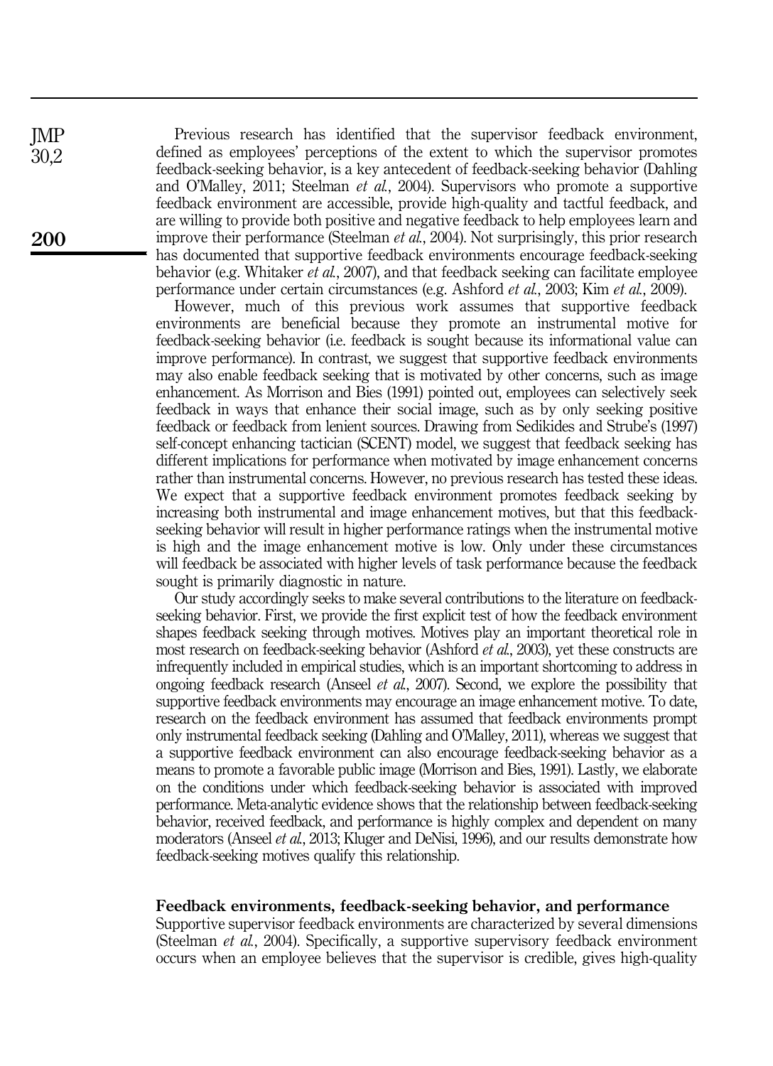Previous research has identified that the supervisor feedback environment, defined as employees' perceptions of the extent to which the supervisor promotes feedback-seeking behavior, is a key antecedent of feedback-seeking behavior (Dahling and O'Malley, 2011; Steelman *et al.*, 2004). Supervisors who promote a supportive feedback environment are accessible, provide high-quality and tactful feedback, and are willing to provide both positive and negative feedback to help employees learn and improve their performance (Steelman *et al.*, 2004). Not surprisingly, this prior research has documented that supportive feedback environments encourage feedback-seeking behavior (e.g. Whitaker *et al.*, 2007), and that feedback seeking can facilitate employee performance under certain circumstances (e.g. Ashford *et al.*, 2003; Kim *et al.*, 2009).

However, much of this previous work assumes that supportive feedback environments are beneficial because they promote an instrumental motive for feedback-seeking behavior (i.e. feedback is sought because its informational value can improve performance). In contrast, we suggest that supportive feedback environments may also enable feedback seeking that is motivated by other concerns, such as image enhancement. As Morrison and Bies (1991) pointed out, employees can selectively seek feedback in ways that enhance their social image, such as by only seeking positive feedback or feedback from lenient sources. Drawing from Sedikides and Strube's (1997) self-concept enhancing tactician (SCENT) model, we suggest that feedback seeking has different implications for performance when motivated by image enhancement concerns rather than instrumental concerns. However, no previous research has tested these ideas. We expect that a supportive feedback environment promotes feedback seeking by increasing both instrumental and image enhancement motives, but that this feedback-seeking behavior will result in higher performance ratings when the instrumental motive is high and the image enhancement motive is low. Only under these circumstances will feedback be associated with higher levels of task performance because the feedback sought is primarily diagnostic in nature.

Our study accordingly seeks to make several contributions to the literature on feedback-seeking behavior. First, we provide the first explicit test of how the feedback environment shapes feedback seeking through motives. Motives play an important theoretical role in most research on feedback-seeking behavior (Ashford *et al.*, 2003), yet these constructs are infrequently included in empirical studies, which is an important shortcoming to address in ongoing feedback research (Anseel *et al.*, 2007). Second, we explore the possibility that supportive feedback environments may encourage an image enhancement motive. To date, research on the feedback environment has assumed that feedback environments prompt only instrumental feedback seeking (Dahling and O'Malley, 2011), whereas we suggest that a supportive feedback environment can also encourage feedback-seeking behavior as a means to promote a favorable public image (Morrison and Bies, 1991). Lastly, we elaborate on the conditions under which feedback-seeking behavior is associated with improved performance. Meta-analytic evidence shows that the relationship between feedback-seeking behavior, received feedback, and performance is highly complex and dependent on many moderators (Anseel *et al.*, 2013; Kluger and DeNisi, 1996), and our results demonstrate how feedback-seeking motives qualify this relationship.

## Feedback environments, feedback-seeking behavior, and performance

Supportive supervisor feedback environments are characterized by several dimensions (Steelman *et al.*, 2004). Specifically, a supportive supervisory feedback environment occurs when an employee believes that the supervisor is credible, gives high-quality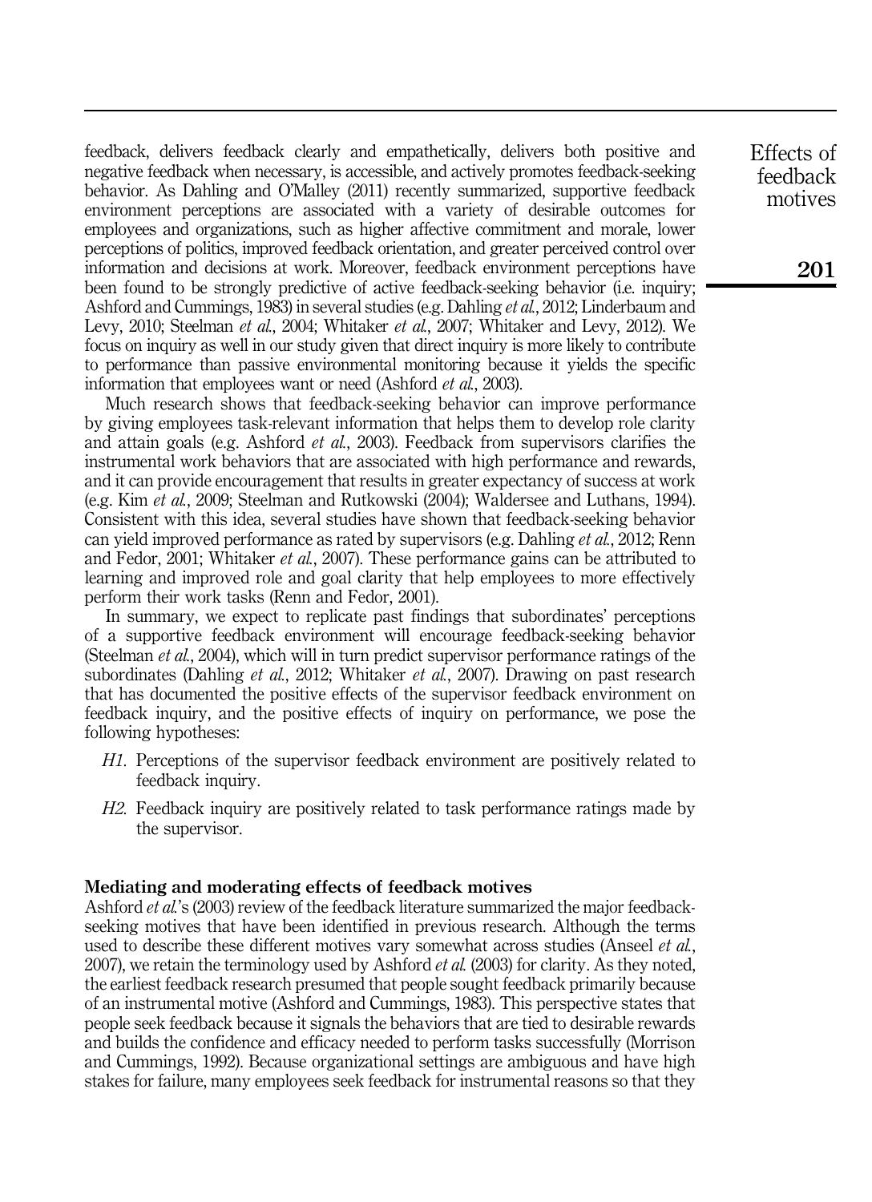feedback, delivers feedback clearly and empathetically, delivers both positive and negative feedback when necessary, is accessible, and actively promotes feedback-seeking behavior. As Dahling and O'Malley (2011) recently summarized, supportive feedback environment perceptions are associated with a variety of desirable outcomes for employees and organizations, such as higher affective commitment and morale, lower perceptions of politics, improved feedback orientation, and greater perceived control over information and decisions at work. Moreover, feedback environment perceptions have been found to be strongly predictive of active feedback-seeking behavior (i.e. inquiry; Ashford and Cummings, 1983) in several studies (e.g. Dahling *et al.*, 2012; Linderbaum and Levy, 2010; Steelman *et al.*, 2004; Whitaker *et al.*, 2007; Whitaker and Levy, 2012). We focus on inquiry as well in our study given that direct inquiry is more likely to contribute to performance than passive environmental monitoring because it yields the specific information that employees want or need (Ashford *et al.*, 2003).

Much research shows that feedback-seeking behavior can improve performance by giving employees task-relevant information that helps them to develop role clarity and attain goals (e.g. Ashford *et al.*, 2003). Feedback from supervisors clarifies the instrumental work behaviors that are associated with high performance and rewards, and it can provide encouragement that results in greater expectancy of success at work (e.g. Kim *et al.*, 2009; Steelman and Rutkowski (2004); Waldersee and Luthans, 1994). Consistent with this idea, several studies have shown that feedback-seeking behavior can yield improved performance as rated by supervisors (e.g. Dahling *et al.*, 2012; Renn and Fedor, 2001; Whitaker *et al.*, 2007). These performance gains can be attributed to learning and improved role and goal clarity that help employees to more effectively perform their work tasks (Renn and Fedor, 2001).

In summary, we expect to replicate past findings that subordinates' perceptions of a supportive feedback environment will encourage feedback-seeking behavior (Steelman *et al.*, 2004), which will in turn predict supervisor performance ratings of the subordinates (Dahling *et al.*, 2012; Whitaker *et al.*, 2007). Drawing on past research that has documented the positive effects of the supervisor feedback environment on feedback inquiry, and the positive effects of inquiry on performance, we pose the following hypotheses:

*H1*. Perceptions of the supervisor feedback environment are positively related to feedback inquiry.

*H2*. Feedback inquiry are positively related to task performance ratings made by the supervisor.

### Mediating and moderating effects of feedback motives

Ashford *et al.*'s (2003) review of the feedback literature summarized the major feedback-seeking motives that have been identified in previous research. Although the terms used to describe these different motives vary somewhat across studies (Anseel *et al.*, 2007), we retain the terminology used by Ashford *et al.* (2003) for clarity. As they noted, the earliest feedback research presumed that people sought feedback primarily because of an instrumental motive (Ashford and Cummings, 1983). This perspective states that people seek feedback because it signals the behaviors that are tied to desirable rewards and builds the confidence and efficacy needed to perform tasks successfully (Morrison and Cummings, 1992). Because organizational settings are ambiguous and have high stakes for failure, many employees seek feedback for instrumental reasons so that they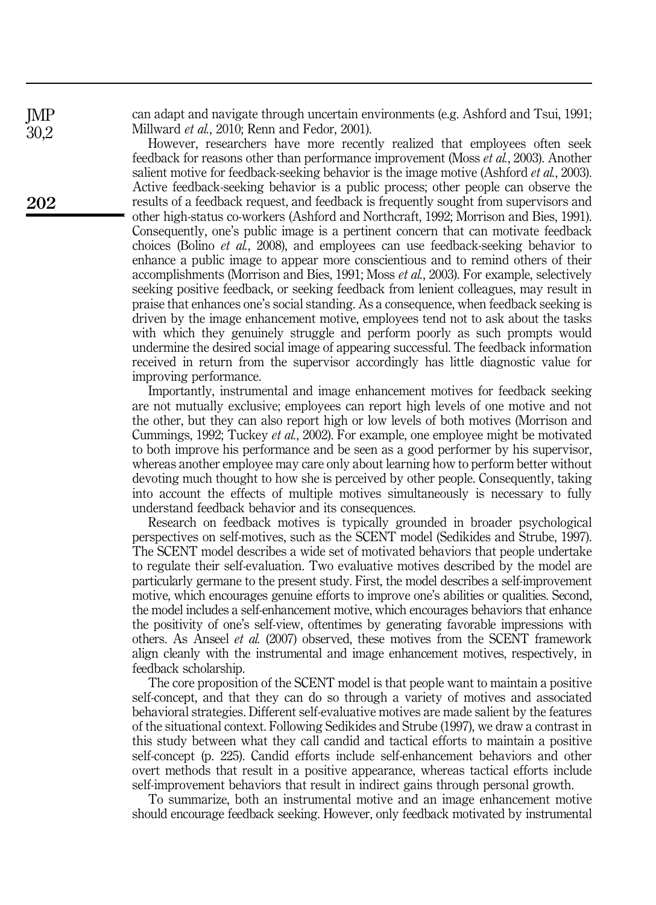can adapt and navigate through uncertain environments (e.g. Ashford and Tsui, 1991; Millward *et al.*, 2010; Renn and Fedor, 2001).

However, researchers have more recently realized that employees often seek feedback for reasons other than performance improvement (Moss *et al.*, 2003). Another salient motive for feedback-seeking behavior is the image motive (Ashford *et al.*, 2003). Active feedback-seeking behavior is a public process; other people can observe the results of a feedback request, and feedback is frequently sought from supervisors and other high-status co-workers (Ashford and Northcraft, 1992; Morrison and Bies, 1991). Consequently, one's public image is a pertinent concern that can motivate feedback choices (Bolino *et al.*, 2008), and employees can use feedback-seeking behavior to enhance a public image to appear more conscientious and to remind others of their accomplishments (Morrison and Bies, 1991; Moss *et al.*, 2003). For example, selectively seeking positive feedback, or seeking feedback from lenient colleagues, may result in praise that enhances one's social standing. As a consequence, when feedback seeking is driven by the image enhancement motive, employees tend not to ask about the tasks with which they genuinely struggle and perform poorly as such prompts would undermine the desired social image of appearing successful. The feedback information received in return from the supervisor accordingly has little diagnostic value for improving performance.

Importantly, instrumental and image enhancement motives for feedback seeking are not mutually exclusive; employees can report high levels of one motive and not the other, but they can also report high or low levels of both motives (Morrison and Cummings, 1992; Tuckey *et al.*, 2002). For example, one employee might be motivated to both improve his performance and be seen as a good performer by his supervisor, whereas another employee may care only about learning how to perform better without devoting much thought to how she is perceived by other people. Consequently, taking into account the effects of multiple motives simultaneously is necessary to fully understand feedback behavior and its consequences.

Research on feedback motives is typically grounded in broader psychological perspectives on self-motives, such as the SCENT model (Sedikides and Strube, 1997). The SCENT model describes a wide set of motivated behaviors that people undertake to regulate their self-evaluation. Two evaluative motives described by the model are particularly germane to the present study. First, the model describes a self-improvement motive, which encourages genuine efforts to improve one's abilities or qualities. Second, the model includes a self-enhancement motive, which encourages behaviors that enhance the positivity of one's self-view, oftentimes by generating favorable impressions with others. As Anseel *et al.* (2007) observed, these motives from the SCENT framework align cleanly with the instrumental and image enhancement motives, respectively, in feedback scholarship.

The core proposition of the SCENT model is that people want to maintain a positive self-concept, and that they can do so through a variety of motives and associated behavioral strategies. Different self-evaluative motives are made salient by the features of the situational context. Following Sedikides and Strube (1997), we draw a contrast in this study between what they call candid and tactical efforts to maintain a positive self-concept (p. 225). Candid efforts include self-enhancement behaviors and other overt methods that result in a positive appearance, whereas tactical efforts include self-improvement behaviors that result in indirect gains through personal growth.

To summarize, both an instrumental motive and an image enhancement motive should encourage feedback seeking. However, only feedback motivated by instrumental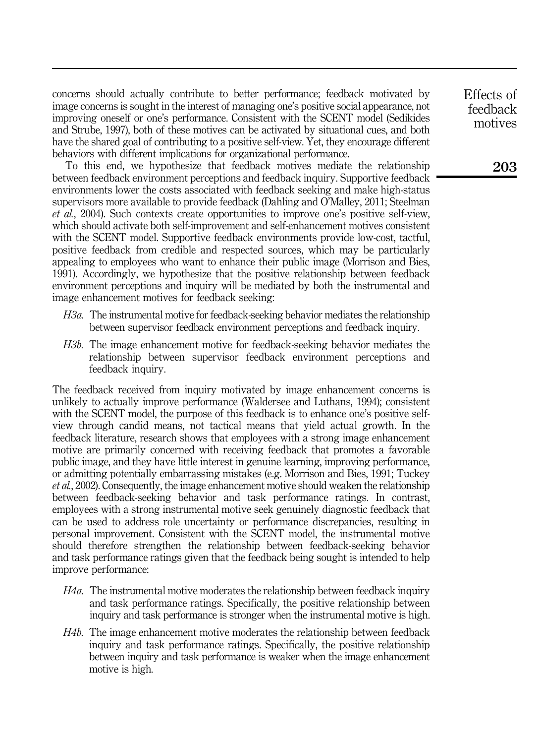concerns should actually contribute to better performance; feedback motivated by image concerns is sought in the interest of managing one's positive social appearance, not improving oneself or one's performance. Consistent with the SCENT model (Sedikides and Strube, 1997), both of these motives can be activated by situational cues, and both have the shared goal of contributing to a positive self-view. Yet, they encourage different behaviors with different implications for organizational performance.

To this end, we hypothesize that feedback motives mediate the relationship between feedback environment perceptions and feedback inquiry. Supportive feedback environments lower the costs associated with feedback seeking and make high-status supervisors more available to provide feedback (Dahling and O'Malley, 2011; Steelman *et al.*, 2004). Such contexts create opportunities to improve one's positive self-view, which should activate both self-improvement and self-enhancement motives consistent with the SCENT model. Supportive feedback environments provide low-cost, tactful, positive feedback from credible and respected sources, which may be particularly appealing to employees who want to enhance their public image (Morrison and Bies, 1991). Accordingly, we hypothesize that the positive relationship between feedback environment perceptions and inquiry will be mediated by both the instrumental and image enhancement motives for feedback seeking:

- *H3a.* The instrumental motive for feedback-seeking behavior mediates the relationship between supervisor feedback environment perceptions and feedback inquiry.
- *H3b.* The image enhancement motive for feedback-seeking behavior mediates the relationship between supervisor feedback environment perceptions and feedback inquiry.

The feedback received from inquiry motivated by image enhancement concerns is unlikely to actually improve performance (Waldersee and Luthans, 1994); consistent with the SCENT model, the purpose of this feedback is to enhance one's positive self-view through candid means, not tactical means that yield actual growth. In the feedback literature, research shows that employees with a strong image enhancement motive are primarily concerned with receiving feedback that promotes a favorable public image, and they have little interest in genuine learning, improving performance, or admitting potentially embarrassing mistakes (e.g. Morrison and Bies, 1991; Tuckey *et al.*, 2002). Consequently, the image enhancement motive should weaken the relationship between feedback-seeking behavior and task performance ratings. In contrast, employees with a strong instrumental motive seek genuinely diagnostic feedback that can be used to address role uncertainty or performance discrepancies, resulting in personal improvement. Consistent with the SCENT model, the instrumental motive should therefore strengthen the relationship between feedback-seeking behavior and task performance ratings given that the feedback being sought is intended to help improve performance:

- *H4a.* The instrumental motive moderates the relationship between feedback inquiry and task performance ratings. Specifically, the positive relationship between inquiry and task performance is stronger when the instrumental motive is high.
- *H4b.* The image enhancement motive moderates the relationship between feedback inquiry and task performance ratings. Specifically, the positive relationship between inquiry and task performance is weaker when the image enhancement motive is high.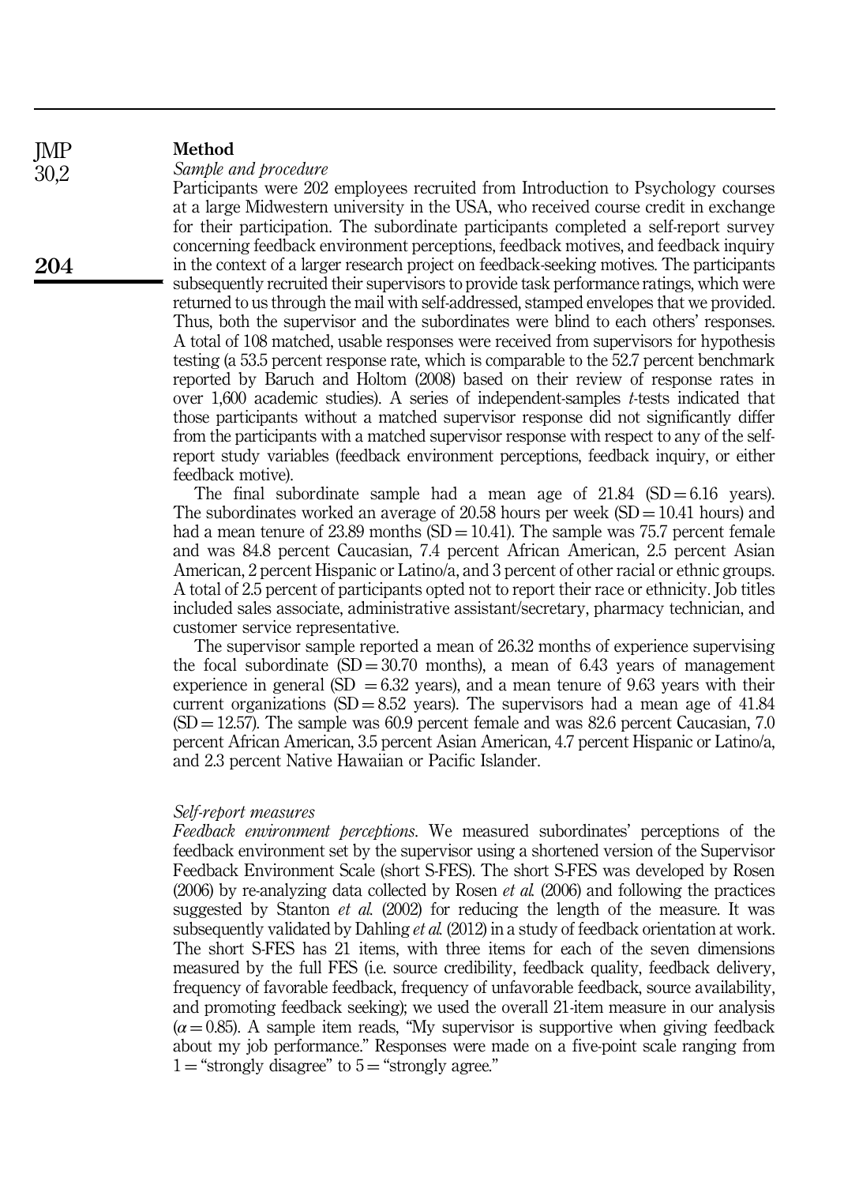## Method

### Sample and procedure

Participants were 202 employees recruited from Introduction to Psychology courses at a large Midwestern university in the USA, who received course credit in exchange for their participation. The subordinate participants completed a self-report survey concerning feedback environment perceptions, feedback motives, and feedback inquiry in the context of a larger research project on feedback-seeking motives. The participants subsequently recruited their supervisors to provide task performance ratings, which were returned to us through the mail with self-addressed, stamped envelopes that we provided. Thus, both the supervisor and the subordinates were blind to each others' responses. A total of 108 matched, usable responses were received from supervisors for hypothesis testing (a 53.5 percent response rate, which is comparable to the 52.7 percent benchmark reported by Baruch and Holtom (2008) based on their review of response rates in over 1,600 academic studies). A series of independent-samples *t*-tests indicated that those participants without a matched supervisor response did not significantly differ from the participants with a matched supervisor response with respect to any of the self-report study variables (feedback environment perceptions, feedback inquiry, or either feedback motive).

The final subordinate sample had a mean age of 21.84 (SD = 6.16 years). The subordinates worked an average of 20.58 hours per week (SD = 10.41 hours) and had a mean tenure of 23.89 months (SD = 10.41). The sample was 75.7 percent female and was 84.8 percent Caucasian, 7.4 percent African American, 2.5 percent Asian American, 2 percent Hispanic or Latino/a, and 3 percent of other racial or ethnic groups. A total of 2.5 percent of participants opted not to report their race or ethnicity. Job titles included sales associate, administrative assistant/secretary, pharmacy technician, and customer service representative.

The supervisor sample reported a mean of 26.32 months of experience supervising the focal subordinate (SD = 30.70 months), a mean of 6.43 years of management experience in general (SD = 6.32 years), and a mean tenure of 9.63 years with their current organizations (SD = 8.52 years). The supervisors had a mean age of 41.84 (SD = 12.57). The sample was 60.9 percent female and was 82.6 percent Caucasian, 7.0 percent African American, 3.5 percent Asian American, 4.7 percent Hispanic or Latino/a, and 2.3 percent Native Hawaiian or Pacific Islander.

### Self-report measures

*Feedback environment perceptions.* We measured subordinates' perceptions of the feedback environment set by the supervisor using a shortened version of the Supervisor Feedback Environment Scale (short S-FES). The short S-FES was developed by Rosen (2006) by re-analyzing data collected by Rosen *et al.* (2006) and following the practices suggested by Stanton *et al.* (2002) for reducing the length of the measure. It was subsequently validated by Dahling *et al.* (2012) in a study of feedback orientation at work. The short S-FES has 21 items, with three items for each of the seven dimensions measured by the full FES (i.e. source credibility, feedback quality, feedback delivery, frequency of favorable feedback, frequency of unfavorable feedback, source availability, and promoting feedback seeking); we used the overall 21-item measure in our analysis ($\alpha = 0.85$). A sample item reads, "My supervisor is supportive when giving feedback about my job performance." Responses were made on a five-point scale ranging from 1 = "strongly disagree" to 5 = "strongly agree."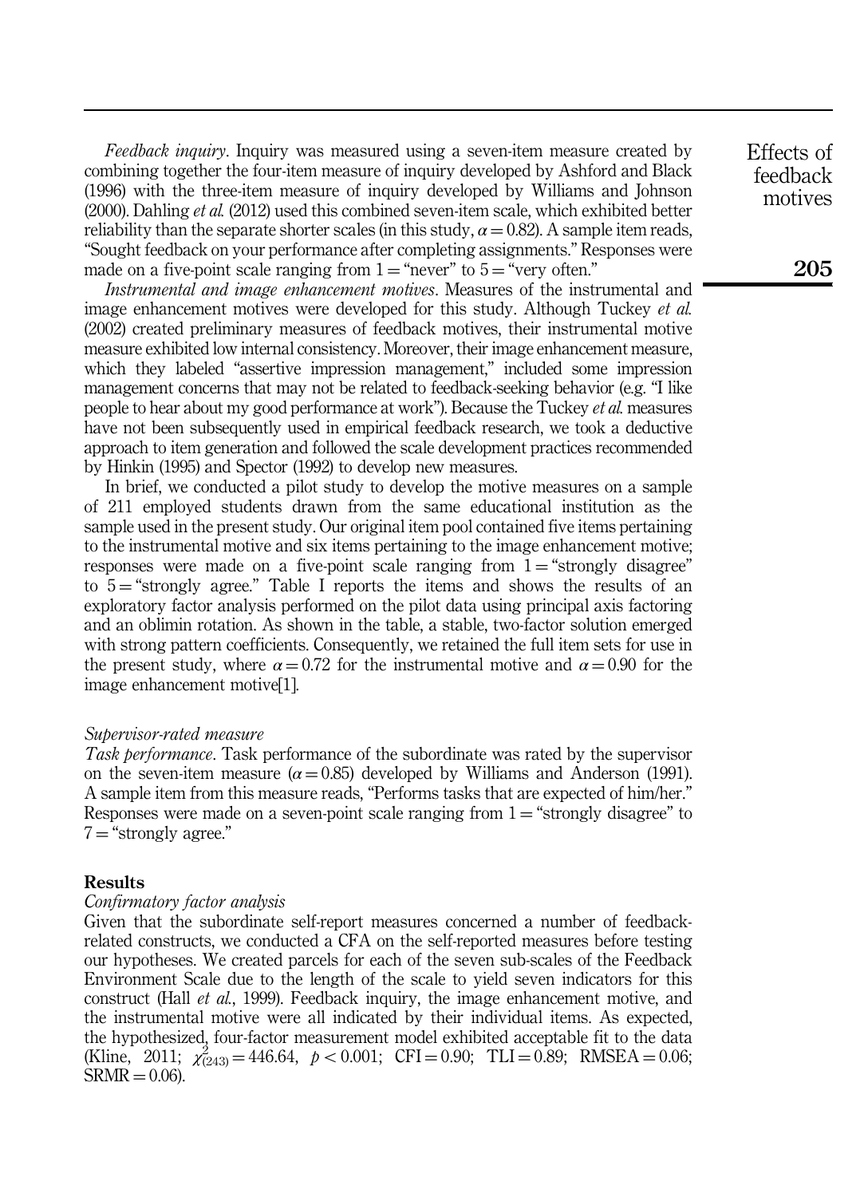*Feedback inquiry*. Inquiry was measured using a seven-item measure created by combining together the four-item measure of inquiry developed by Ashford and Black (1996) with the three-item measure of inquiry developed by Williams and Johnson (2000). Dahling *et al.* (2012) used this combined seven-item scale, which exhibited better reliability than the separate shorter scales (in this study, $\alpha = 0.82$). A sample item reads, "Sought feedback on your performance after completing assignments." Responses were made on a five-point scale ranging from 1 = "never" to 5 = "very often."

*Instrumental and image enhancement motives*. Measures of the instrumental and image enhancement motives were developed for this study. Although Tuckey *et al.* (2002) created preliminary measures of feedback motives, their instrumental motive measure exhibited low internal consistency. Moreover, their image enhancement measure, which they labeled "assertive impression management," included some impression management concerns that may not be related to feedback-seeking behavior (e.g. "I like people to hear about my good performance at work"). Because the Tuckey *et al.* measures have not been subsequently used in empirical feedback research, we took a deductive approach to item generation and followed the scale development practices recommended by Hinkin (1995) and Spector (1992) to develop new measures.

In brief, we conducted a pilot study to develop the motive measures on a sample of 211 employed students drawn from the same educational institution as the sample used in the present study. Our original item pool contained five items pertaining to the instrumental motive and six items pertaining to the image enhancement motive; responses were made on a five-point scale ranging from 1 = "strongly disagree" to 5 = "strongly agree." Table I reports the items and shows the results of an exploratory factor analysis performed on the pilot data using principal axis factoring and an oblimin rotation. As shown in the table, a stable, two-factor solution emerged with strong pattern coefficients. Consequently, we retained the full item sets for use in the present study, where $\alpha = 0.72$ for the instrumental motive and $\alpha = 0.90$ for the image enhancement motive[1].

### *Supervisor-rated measure*

*Task performance*. Task performance of the subordinate was rated by the supervisor on the seven-item measure ($\alpha = 0.85$) developed by Williams and Anderson (1991). A sample item from this measure reads, "Performs tasks that are expected of him/her." Responses were made on a seven-point scale ranging from 1 = "strongly disagree" to 7 = "strongly agree."

## Results

### *Confirmatory factor analysis*

Given that the subordinate self-report measures concerned a number of feedback-related constructs, we conducted a CFA on the self-reported measures before testing our hypotheses. We created parcels for each of the seven sub-scales of the Feedback Environment Scale due to the length of the scale to yield seven indicators for this construct (Hall *et al.*, 1999). Feedback inquiry, the image enhancement motive, and the instrumental motive were all indicated by their individual items. As expected, the hypothesized, four-factor measurement model exhibited acceptable fit to the data (Kline, 2011; $\chi^2_{(243)} = 446.64$, $p < 0.001$; CFI = 0.90; TLI = 0.89; RMSEA = 0.06; SRMR = 0.06).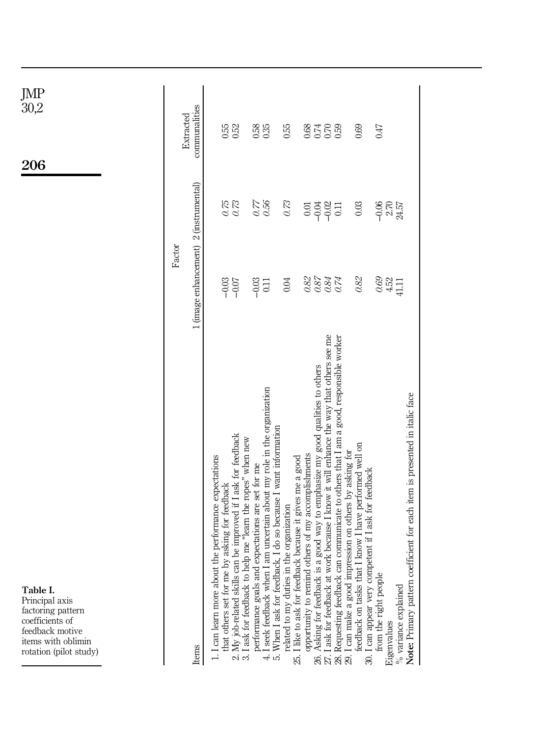**Table I.** Principal axis factoring pattern coefficients of feedback motive items with oblimin rotation (pilot study)

| Items | Factor | | Extracted communalities |
|---|---|---|---|
| | 1 (image enhancement) | 2 (instrumental) | |
| 1. I can learn more about the performance expectations that others set for me by asking for feedback | −0.03 | *0.75* | 0.55 |
| 2. My job-related skills can be improved if I ask for feedback | −0.07 | *0.73* | 0.52 |
| 3. I ask for feedback to help me "learn the ropes" when new performance goals and expectations are set for me | −0.03 | *0.77* | 0.58 |
| 4. I seek feedback when I am uncertain about my role in the organization | 0.11 | *0.56* | 0.35 |
| 5. When I ask for feedback, I do so because I want information related to my duties in the organization | 0.04 | *0.73* | 0.55 |
| 25. I like to ask for feedback because it gives me a good opportunity to remind others of my accomplishments | *0.82* | 0.01 | 0.68 |
| 26. Asking for feedback is a good way to emphasize my good qualities to others | *0.87* | −0.04 | 0.74 |
| 27. I ask for feedback at work because I know it will enhance the way that others see me | *0.84* | −0.02 | 0.70 |
| 28. Requesting feedback can communicate to others that I am a good, responsible worker | *0.74* | 0.11 | 0.59 |
| 29. I can make a good impression on others by asking for feedback on tasks that I know I have performed well on | *0.82* | 0.03 | 0.69 |
| 30. I can appear very competent if I ask for feedback from the right people | *0.69* | −0.06 | 0.47 |
| Eigenvalues | 4.52 | 2.70 | |
| % variance explained | 41.11 | 24.57 | |

**Note:** Primary pattern coefficient for each item is presented in italic face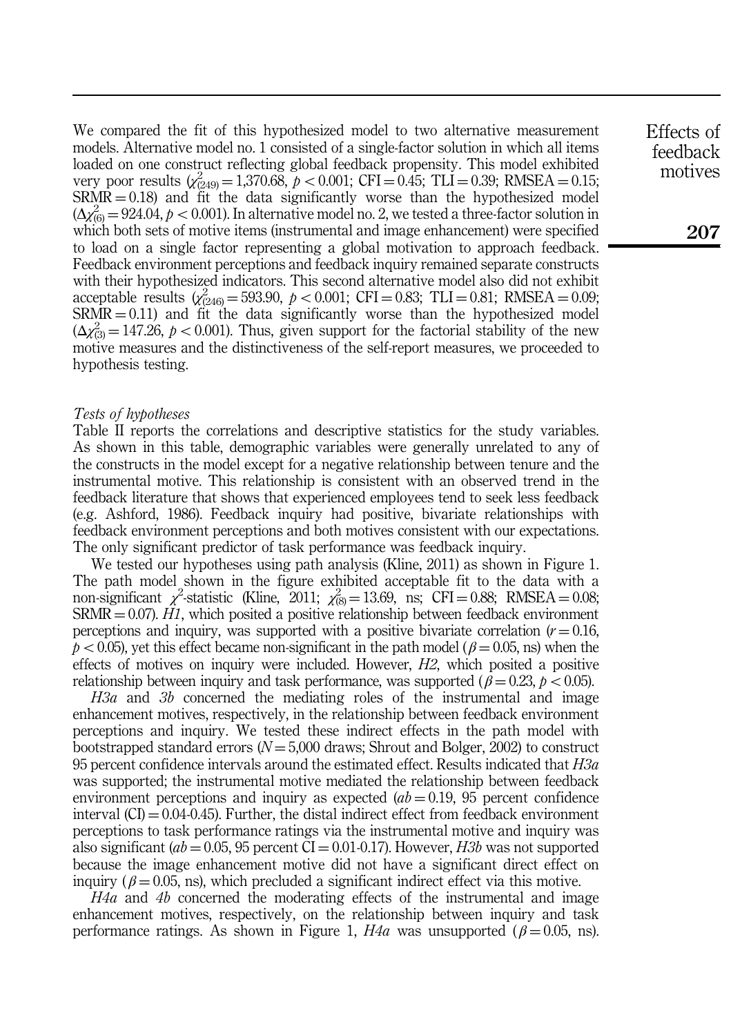We compared the fit of this hypothesized model to two alternative measurement models. Alternative model no. 1 consisted of a single-factor solution in which all items loaded on one construct reflecting global feedback propensity. This model exhibited very poor results ($\chi^2_{(249)} = 1{,}370.68$, $p < 0.001$; CFI = 0.45; TLI = 0.39; RMSEA = 0.15; SRMR = 0.18) and fit the data significantly worse than the hypothesized model ($\Delta\chi^2_{(6)} = 924.04$, $p < 0.001$). In alternative model no. 2, we tested a three-factor solution in which both sets of motive items (instrumental and image enhancement) were specified to load on a single factor representing a global motivation to approach feedback. Feedback environment perceptions and feedback inquiry remained separate constructs with their hypothesized indicators. This second alternative model also did not exhibit acceptable results ($\chi^2_{(246)} = 593.90$, $p < 0.001$; CFI = 0.83; TLI = 0.81; RMSEA = 0.09; SRMR = 0.11) and fit the data significantly worse than the hypothesized model ($\Delta\chi^2_{(3)} = 147.26$, $p < 0.001$). Thus, given support for the factorial stability of the new motive measures and the distinctiveness of the self-report measures, we proceeded to hypothesis testing.

### *Tests of hypotheses*

Table II reports the correlations and descriptive statistics for the study variables. As shown in this table, demographic variables were generally unrelated to any of the constructs in the model except for a negative relationship between tenure and the instrumental motive. This relationship is consistent with an observed trend in the feedback literature that shows that experienced employees tend to seek less feedback (e.g. Ashford, 1986). Feedback inquiry had positive, bivariate relationships with feedback environment perceptions and both motives consistent with our expectations. The only significant predictor of task performance was feedback inquiry.

We tested our hypotheses using path analysis (Kline, 2011) as shown in Figure 1. The path model shown in the figure exhibited acceptable fit to the data with a non-significant $\chi^2$-statistic (Kline, 2011; $\chi^2_{(8)} = 13.69$, ns; CFI = 0.88; RMSEA = 0.08; SRMR = 0.07). *H1*, which posited a positive relationship between feedback environment perceptions and inquiry, was supported with a positive bivariate correlation ($r = 0.16$, $p < 0.05$), yet this effect became non-significant in the path model ($\beta = 0.05$, ns) when the effects of motives on inquiry were included. However, *H2*, which posited a positive relationship between inquiry and task performance, was supported ($\beta = 0.23$, $p < 0.05$).

*H3a* and *3b* concerned the mediating roles of the instrumental and image enhancement motives, respectively, in the relationship between feedback environment perceptions and inquiry. We tested these indirect effects in the path model with bootstrapped standard errors ($N = 5{,}000$ draws; Shrout and Bolger, 2002) to construct 95 percent confidence intervals around the estimated effect. Results indicated that *H3a* was supported; the instrumental motive mediated the relationship between feedback environment perceptions and inquiry as expected ($ab = 0.19$, 95 percent confidence interval (CI) = 0.04-0.45). Further, the distal indirect effect from feedback environment perceptions to task performance ratings via the instrumental motive and inquiry was also significant ($ab = 0.05$, 95 percent CI = 0.01-0.17). However, *H3b* was not supported because the image enhancement motive did not have a significant direct effect on inquiry ($\beta = 0.05$, ns), which precluded a significant indirect effect via this motive.

*H4a* and *4b* concerned the moderating effects of the instrumental and image enhancement motives, respectively, on the relationship between inquiry and task performance ratings. As shown in Figure 1, *H4a* was unsupported ($\beta = 0.05$, ns).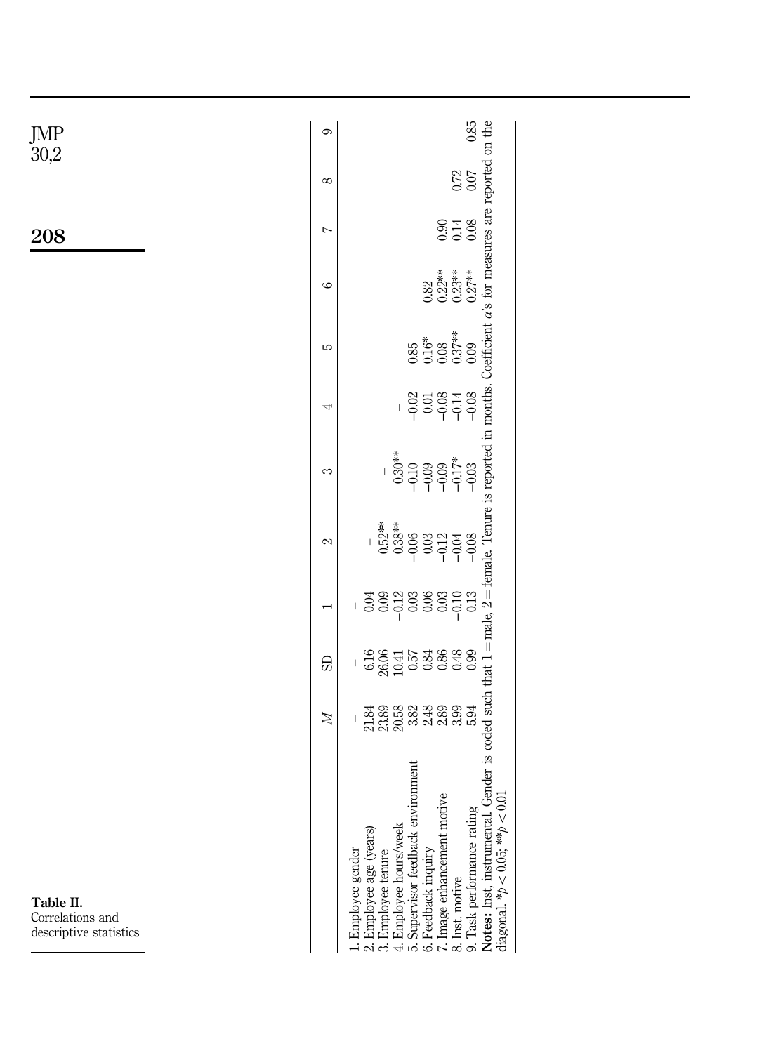**Table II.** Correlations and descriptive statistics

|  | *M* | SD | 1 | 2 | 3 | 4 | 5 | 6 | 7 | 8 | 9 |
|---|---|---|---|---|---|---|---|---|---|---|---|
| 1. Employee gender | – | – | – |  |  |  |  |  |  |  |  |
| 2. Employee age (years) | 21.84 | 6.16 | 0.04 | – |  |  |  |  |  |  |  |
| 3. Employee tenure | 23.89 | 26.06 | 0.09 | 0.52** | – |  |  |  |  |  |  |
| 4. Employee hours/week | 20.58 | 10.41 | −0.12 | 0.38** | 0.30** | – |  |  |  |  |  |
| 5. Supervisor feedback environment | 3.82 | 0.57 | 0.03 | −0.06 | −0.10 | −0.02 | 0.85 |  |  |  |  |
| 6. Feedback inquiry | 2.48 | 0.84 | 0.06 | 0.03 | −0.09 | 0.01 | 0.16* | 0.82 |  |  |  |
| 7. Image enhancement motive | 2.89 | 0.86 | 0.03 | −0.12 | −0.09 | −0.08 | 0.08 | 0.22** | 0.90 |  |  |
| 8. Inst. motive | 3.99 | 0.48 | −0.10 | −0.04 | −0.17* | −0.14 | 0.37** | 0.23** | 0.14 | 0.72 |  |
| 9. Task performance rating | 5.94 | 0.99 | 0.13 | −0.08 | −0.03 | −0.08 | 0.09 | 0.27** | 0.08 | 0.07 | 0.85 |

**Notes:** Inst, instrumental. Gender is coded such that 1 = male, 2 = female. Tenure is reported in months. Coefficient α's for measures are reported on the diagonal. *$p < 0.05$; **$p < 0.01$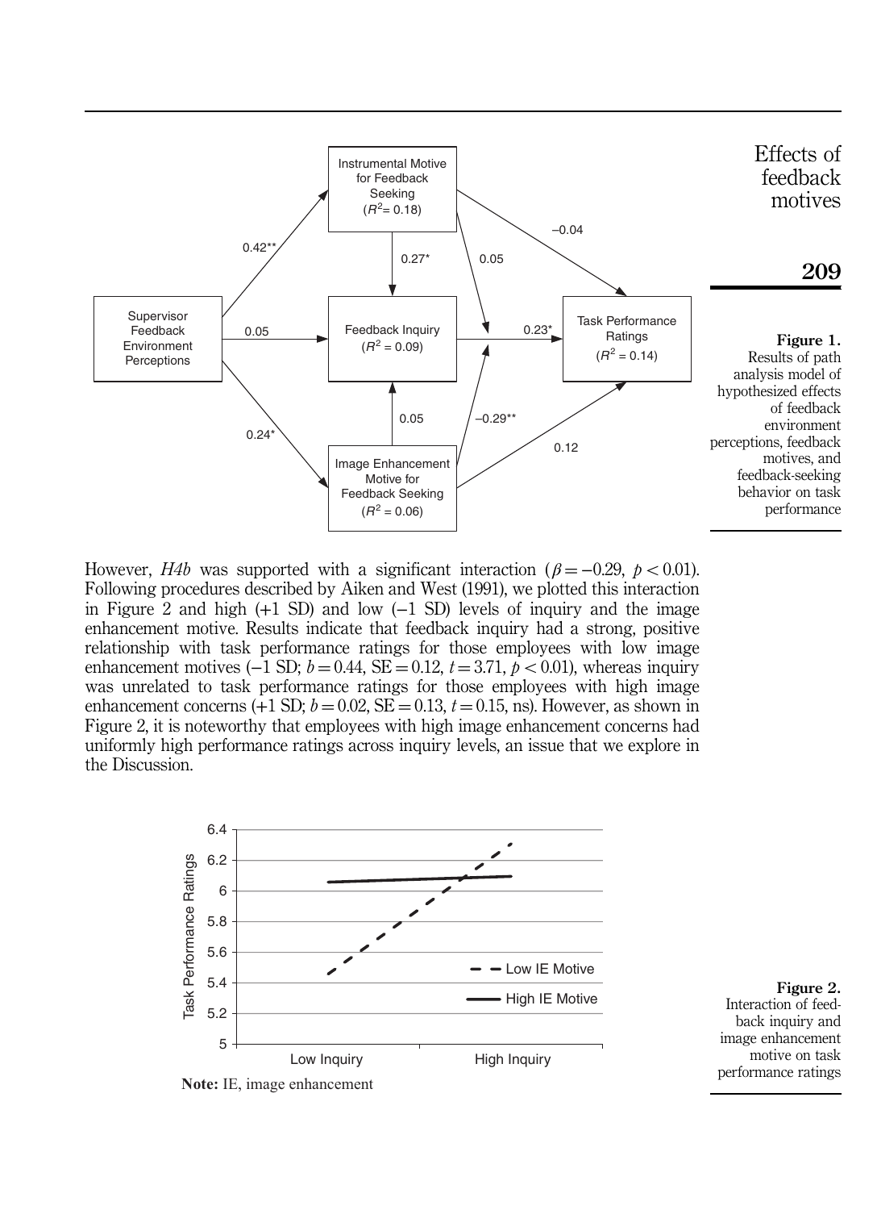**Figure 1.**
Results of path analysis model of hypothesized effects of feedback environment perceptions, feedback motives, and feedback-seeking behavior on task performance

However, *H4b* was supported with a significant interaction ($\beta = -0.29$, $p < 0.01$). Following procedures described by Aiken and West (1991), we plotted this interaction in Figure 2 and high (+1 SD) and low (−1 SD) levels of inquiry and the image enhancement motive. Results indicate that feedback inquiry had a strong, positive relationship with task performance ratings for those employees with low image enhancement motives (−1 SD; $b = 0.44$, $SE = 0.12$, $t = 3.71$, $p < 0.01$), whereas inquiry was unrelated to task performance ratings for those employees with high image enhancement concerns (+1 SD; $b = 0.02$, $SE = 0.13$, $t = 0.15$, ns). However, as shown in Figure 2, it is noteworthy that employees with high image enhancement concerns had uniformly high performance ratings across inquiry levels, an issue that we explore in the Discussion.

**Note:** IE, image enhancement

**Figure 2.**
Interaction of feedback inquiry and image enhancement motive on task performance ratings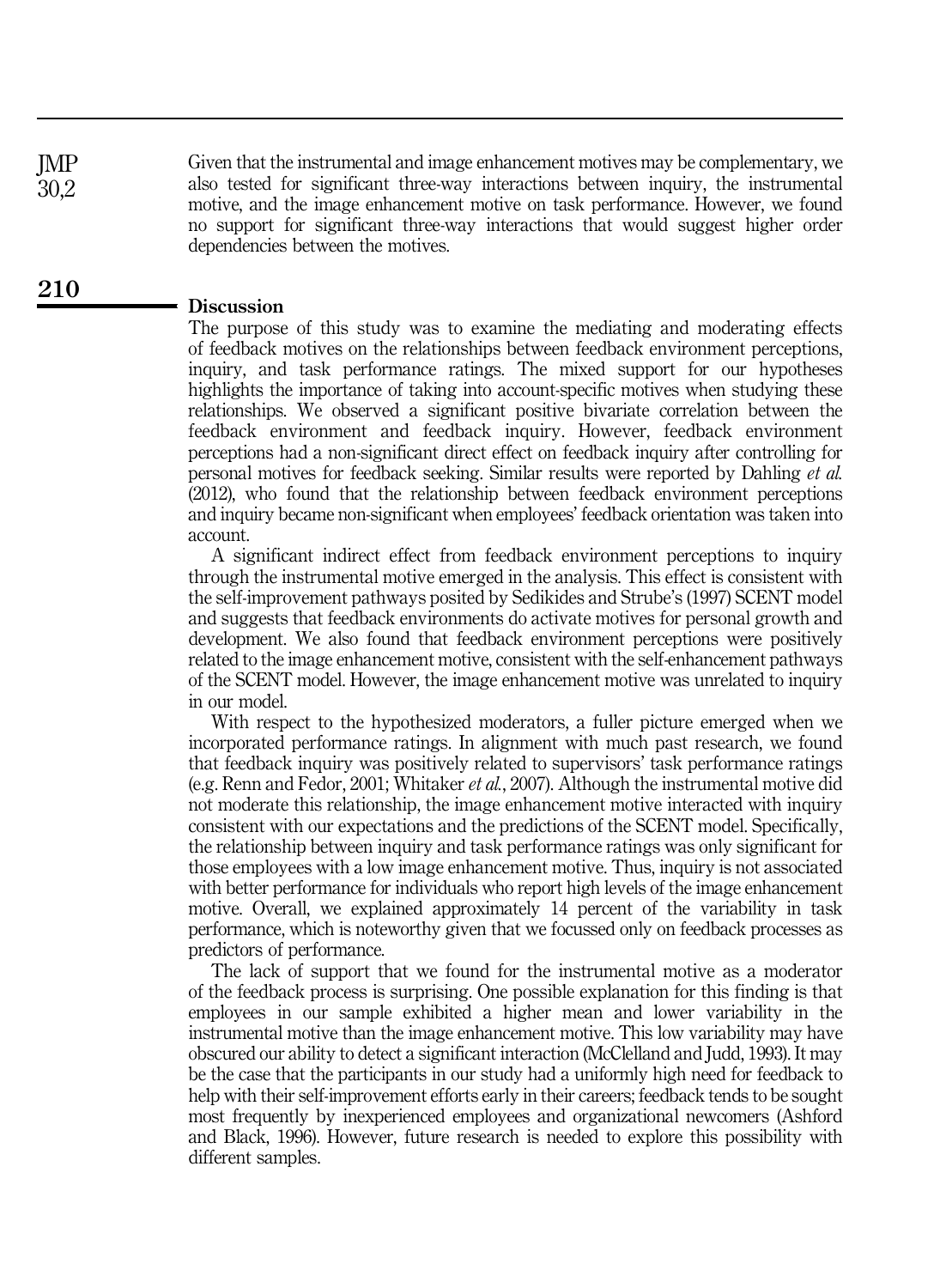Given that the instrumental and image enhancement motives may be complementary, we also tested for significant three-way interactions between inquiry, the instrumental motive, and the image enhancement motive on task performance. However, we found no support for significant three-way interactions that would suggest higher order dependencies between the motives.

## Discussion

The purpose of this study was to examine the mediating and moderating effects of feedback motives on the relationships between feedback environment perceptions, inquiry, and task performance ratings. The mixed support for our hypotheses highlights the importance of taking into account-specific motives when studying these relationships. We observed a significant positive bivariate correlation between the feedback environment and feedback inquiry. However, feedback environment perceptions had a non-significant direct effect on feedback inquiry after controlling for personal motives for feedback seeking. Similar results were reported by Dahling *et al.* (2012), who found that the relationship between feedback environment perceptions and inquiry became non-significant when employees' feedback orientation was taken into account.

A significant indirect effect from feedback environment perceptions to inquiry through the instrumental motive emerged in the analysis. This effect is consistent with the self-improvement pathways posited by Sedikides and Strube's (1997) SCENT model and suggests that feedback environments do activate motives for personal growth and development. We also found that feedback environment perceptions were positively related to the image enhancement motive, consistent with the self-enhancement pathways of the SCENT model. However, the image enhancement motive was unrelated to inquiry in our model.

With respect to the hypothesized moderators, a fuller picture emerged when we incorporated performance ratings. In alignment with much past research, we found that feedback inquiry was positively related to supervisors' task performance ratings (e.g. Renn and Fedor, 2001; Whitaker *et al.*, 2007). Although the instrumental motive did not moderate this relationship, the image enhancement motive interacted with inquiry consistent with our expectations and the predictions of the SCENT model. Specifically, the relationship between inquiry and task performance ratings was only significant for those employees with a low image enhancement motive. Thus, inquiry is not associated with better performance for individuals who report high levels of the image enhancement motive. Overall, we explained approximately 14 percent of the variability in task performance, which is noteworthy given that we focussed only on feedback processes as predictors of performance.

The lack of support that we found for the instrumental motive as a moderator of the feedback process is surprising. One possible explanation for this finding is that employees in our sample exhibited a higher mean and lower variability in the instrumental motive than the image enhancement motive. This low variability may have obscured our ability to detect a significant interaction (McClelland and Judd, 1993). It may be the case that the participants in our study had a uniformly high need for feedback to help with their self-improvement efforts early in their careers; feedback tends to be sought most frequently by inexperienced employees and organizational newcomers (Ashford and Black, 1996). However, future research is needed to explore this possibility with different samples.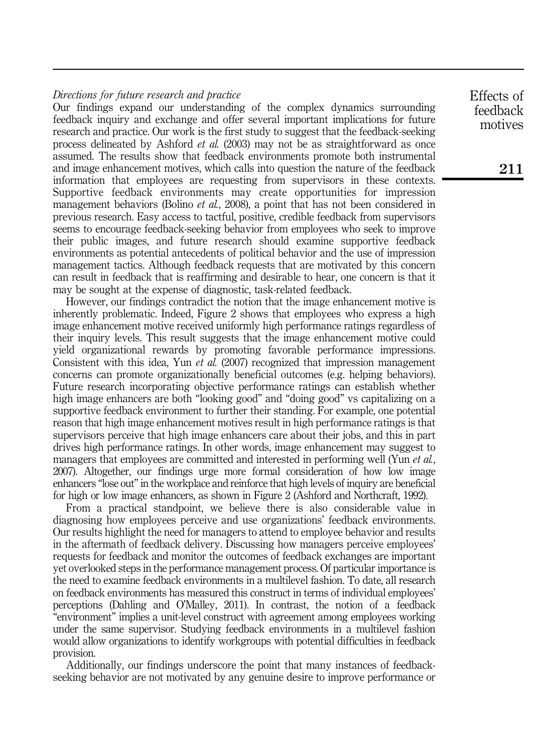*Directions for future research and practice*

Our findings expand our understanding of the complex dynamics surrounding feedback inquiry and exchange and offer several important implications for future research and practice. Our work is the first study to suggest that the feedback-seeking process delineated by Ashford *et al.* (2003) may not be as straightforward as once assumed. The results show that feedback environments promote both instrumental and image enhancement motives, which calls into question the nature of the feedback information that employees are requesting from supervisors in these contexts. Supportive feedback environments may create opportunities for impression management behaviors (Bolino *et al.*, 2008), a point that has not been considered in previous research. Easy access to tactful, positive, credible feedback from supervisors seems to encourage feedback-seeking behavior from employees who seek to improve their public images, and future research should examine supportive feedback environments as potential antecedents of political behavior and the use of impression management tactics. Although feedback requests that are motivated by this concern can result in feedback that is reaffirming and desirable to hear, one concern is that it may be sought at the expense of diagnostic, task-related feedback.

However, our findings contradict the notion that the image enhancement motive is inherently problematic. Indeed, Figure 2 shows that employees who express a high image enhancement motive received uniformly high performance ratings regardless of their inquiry levels. This result suggests that the image enhancement motive could yield organizational rewards by promoting favorable performance impressions. Consistent with this idea, Yun *et al.* (2007) recognized that impression management concerns can promote organizationally beneficial outcomes (e.g. helping behaviors). Future research incorporating objective performance ratings can establish whether high image enhancers are both "looking good" and "doing good" vs capitalizing on a supportive feedback environment to further their standing. For example, one potential reason that high image enhancement motives result in high performance ratings is that supervisors perceive that high image enhancers care about their jobs, and this in part drives high performance ratings. In other words, image enhancement may suggest to managers that employees are committed and interested in performing well (Yun *et al.*, 2007). Altogether, our findings urge more formal consideration of how low image enhancers "lose out" in the workplace and reinforce that high levels of inquiry are beneficial for high or low image enhancers, as shown in Figure 2 (Ashford and Northcraft, 1992).

From a practical standpoint, we believe there is also considerable value in diagnosing how employees perceive and use organizations' feedback environments. Our results highlight the need for managers to attend to employee behavior and results in the aftermath of feedback delivery. Discussing how managers perceive employees' requests for feedback and monitor the outcomes of feedback exchanges are important yet overlooked steps in the performance management process. Of particular importance is the need to examine feedback environments in a multilevel fashion. To date, all research on feedback environments has measured this construct in terms of individual employees' perceptions (Dahling and O'Malley, 2011). In contrast, the notion of a feedback "environment" implies a unit-level construct with agreement among employees working under the same supervisor. Studying feedback environments in a multilevel fashion would allow organizations to identify workgroups with potential difficulties in feedback provision.

Additionally, our findings underscore the point that many instances of feedback-seeking behavior are not motivated by any genuine desire to improve performance or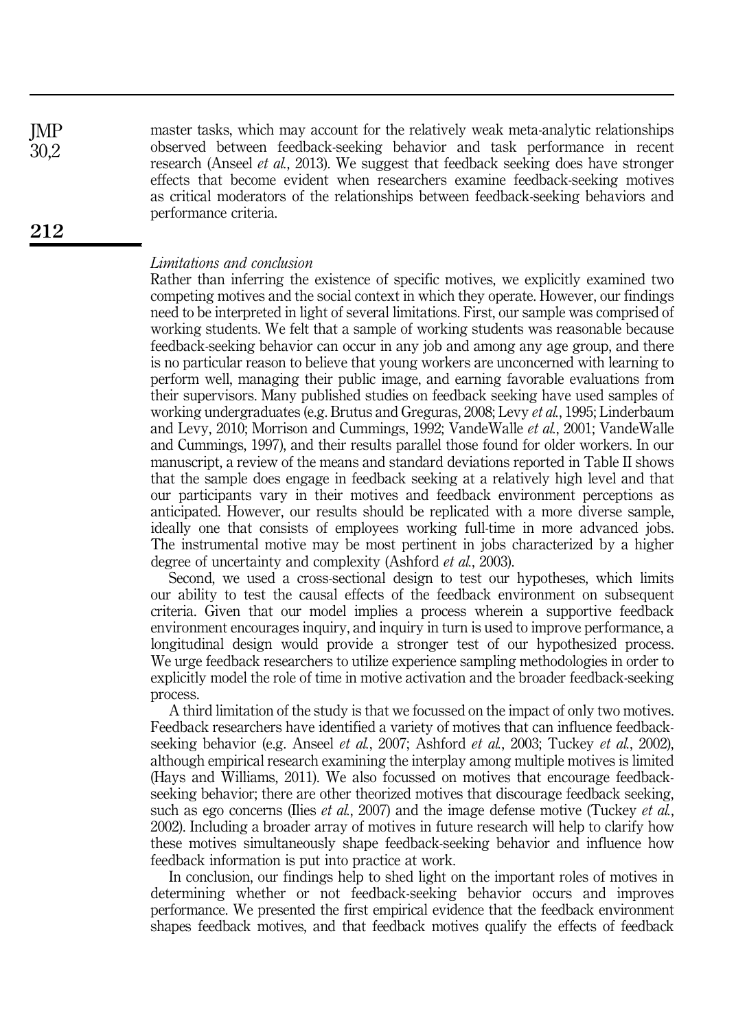master tasks, which may account for the relatively weak meta-analytic relationships observed between feedback-seeking behavior and task performance in recent research (Anseel *et al.*, 2013). We suggest that feedback seeking does have stronger effects that become evident when researchers examine feedback-seeking motives as critical moderators of the relationships between feedback-seeking behaviors and performance criteria.

### *Limitations and conclusion*

Rather than inferring the existence of specific motives, we explicitly examined two competing motives and the social context in which they operate. However, our findings need to be interpreted in light of several limitations. First, our sample was comprised of working students. We felt that a sample of working students was reasonable because feedback-seeking behavior can occur in any job and among any age group, and there is no particular reason to believe that young workers are unconcerned with learning to perform well, managing their public image, and earning favorable evaluations from their supervisors. Many published studies on feedback seeking have used samples of working undergraduates (e.g. Brutus and Greguras, 2008; Levy *et al.*, 1995; Linderbaum and Levy, 2010; Morrison and Cummings, 1992; VandeWalle *et al.*, 2001; VandeWalle and Cummings, 1997), and their results parallel those found for older workers. In our manuscript, a review of the means and standard deviations reported in Table II shows that the sample does engage in feedback seeking at a relatively high level and that our participants vary in their motives and feedback environment perceptions as anticipated. However, our results should be replicated with a more diverse sample, ideally one that consists of employees working full-time in more advanced jobs. The instrumental motive may be most pertinent in jobs characterized by a higher degree of uncertainty and complexity (Ashford *et al.*, 2003).

Second, we used a cross-sectional design to test our hypotheses, which limits our ability to test the causal effects of the feedback environment on subsequent criteria. Given that our model implies a process wherein a supportive feedback environment encourages inquiry, and inquiry in turn is used to improve performance, a longitudinal design would provide a stronger test of our hypothesized process. We urge feedback researchers to utilize experience sampling methodologies in order to explicitly model the role of time in motive activation and the broader feedback-seeking process.

A third limitation of the study is that we focussed on the impact of only two motives. Feedback researchers have identified a variety of motives that can influence feedback-seeking behavior (e.g. Anseel *et al.*, 2007; Ashford *et al.*, 2003; Tuckey *et al.*, 2002), although empirical research examining the interplay among multiple motives is limited (Hays and Williams, 2011). We also focussed on motives that encourage feedback-seeking behavior; there are other theorized motives that discourage feedback seeking, such as ego concerns (Ilies *et al.*, 2007) and the image defense motive (Tuckey *et al.*, 2002). Including a broader array of motives in future research will help to clarify how these motives simultaneously shape feedback-seeking behavior and influence how feedback information is put into practice at work.

In conclusion, our findings help to shed light on the important roles of motives in determining whether or not feedback-seeking behavior occurs and improves performance. We presented the first empirical evidence that the feedback environment shapes feedback motives, and that feedback motives qualify the effects of feedback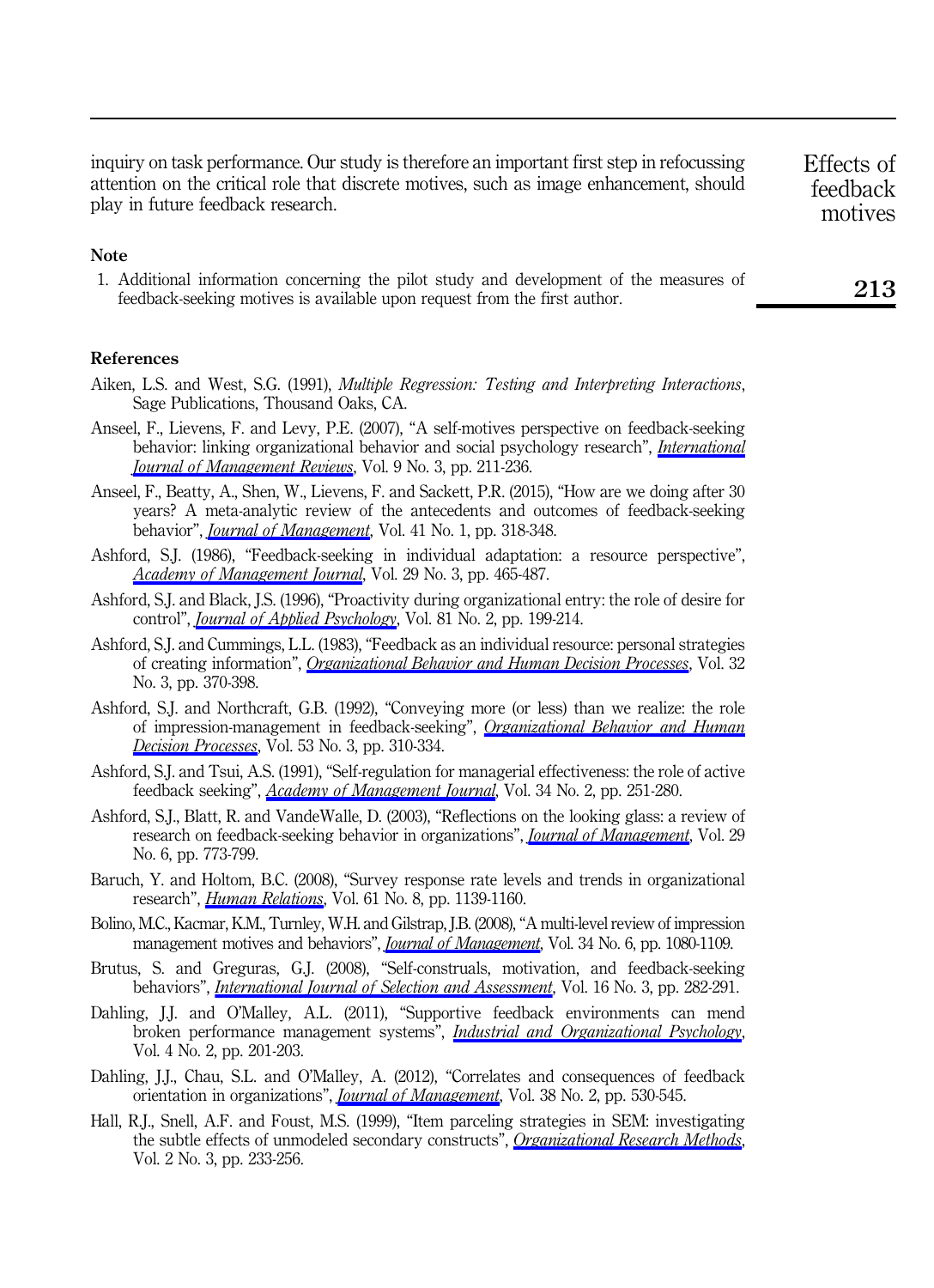inquiry on task performance. Our study is therefore an important first step in refocussing attention on the critical role that discrete motives, such as image enhancement, should play in future feedback research.

## Note

1. Additional information concerning the pilot study and development of the measures of feedback-seeking motives is available upon request from the first author.

## References

Aiken, L.S. and West, S.G. (1991), *Multiple Regression: Testing and Interpreting Interactions*, Sage Publications, Thousand Oaks, CA.

Anseel, F., Lievens, F. and Levy, P.E. (2007), "A self-motives perspective on feedback-seeking behavior: linking organizational behavior and social psychology research", *International Journal of Management Reviews*, Vol. 9 No. 3, pp. 211-236.

Anseel, F., Beatty, A., Shen, W., Lievens, F. and Sackett, P.R. (2015), "How are we doing after 30 years? A meta-analytic review of the antecedents and outcomes of feedback-seeking behavior", *Journal of Management*, Vol. 41 No. 1, pp. 318-348.

Ashford, S.J. (1986), "Feedback-seeking in individual adaptation: a resource perspective", *Academy of Management Journal*, Vol. 29 No. 3, pp. 465-487.

Ashford, S.J. and Black, J.S. (1996), "Proactivity during organizational entry: the role of desire for control", *Journal of Applied Psychology*, Vol. 81 No. 2, pp. 199-214.

Ashford, S.J. and Cummings, L.L. (1983), "Feedback as an individual resource: personal strategies of creating information", *Organizational Behavior and Human Decision Processes*, Vol. 32 No. 3, pp. 370-398.

Ashford, S.J. and Northcraft, G.B. (1992), "Conveying more (or less) than we realize: the role of impression-management in feedback-seeking", *Organizational Behavior and Human Decision Processes*, Vol. 53 No. 3, pp. 310-334.

Ashford, S.J. and Tsui, A.S. (1991), "Self-regulation for managerial effectiveness: the role of active feedback seeking", *Academy of Management Journal*, Vol. 34 No. 2, pp. 251-280.

Ashford, S.J., Blatt, R. and VandeWalle, D. (2003), "Reflections on the looking glass: a review of research on feedback-seeking behavior in organizations", *Journal of Management*, Vol. 29 No. 6, pp. 773-799.

Baruch, Y. and Holtom, B.C. (2008), "Survey response rate levels and trends in organizational research", *Human Relations*, Vol. 61 No. 8, pp. 1139-1160.

Bolino, M.C., Kacmar, K.M., Turnley, W.H. and Gilstrap, J.B. (2008), "A multi-level review of impression management motives and behaviors", *Journal of Management*, Vol. 34 No. 6, pp. 1080-1109.

Brutus, S. and Greguras, G.J. (2008), "Self-construals, motivation, and feedback-seeking behaviors", *International Journal of Selection and Assessment*, Vol. 16 No. 3, pp. 282-291.

Dahling, J.J. and O'Malley, A.L. (2011), "Supportive feedback environments can mend broken performance management systems", *Industrial and Organizational Psychology*, Vol. 4 No. 2, pp. 201-203.

Dahling, J.J., Chau, S.L. and O'Malley, A. (2012), "Correlates and consequences of feedback orientation in organizations", *Journal of Management*, Vol. 38 No. 2, pp. 530-545.

Hall, R.J., Snell, A.F. and Foust, M.S. (1999), "Item parceling strategies in SEM: investigating the subtle effects of unmodeled secondary constructs", *Organizational Research Methods*, Vol. 2 No. 3, pp. 233-256.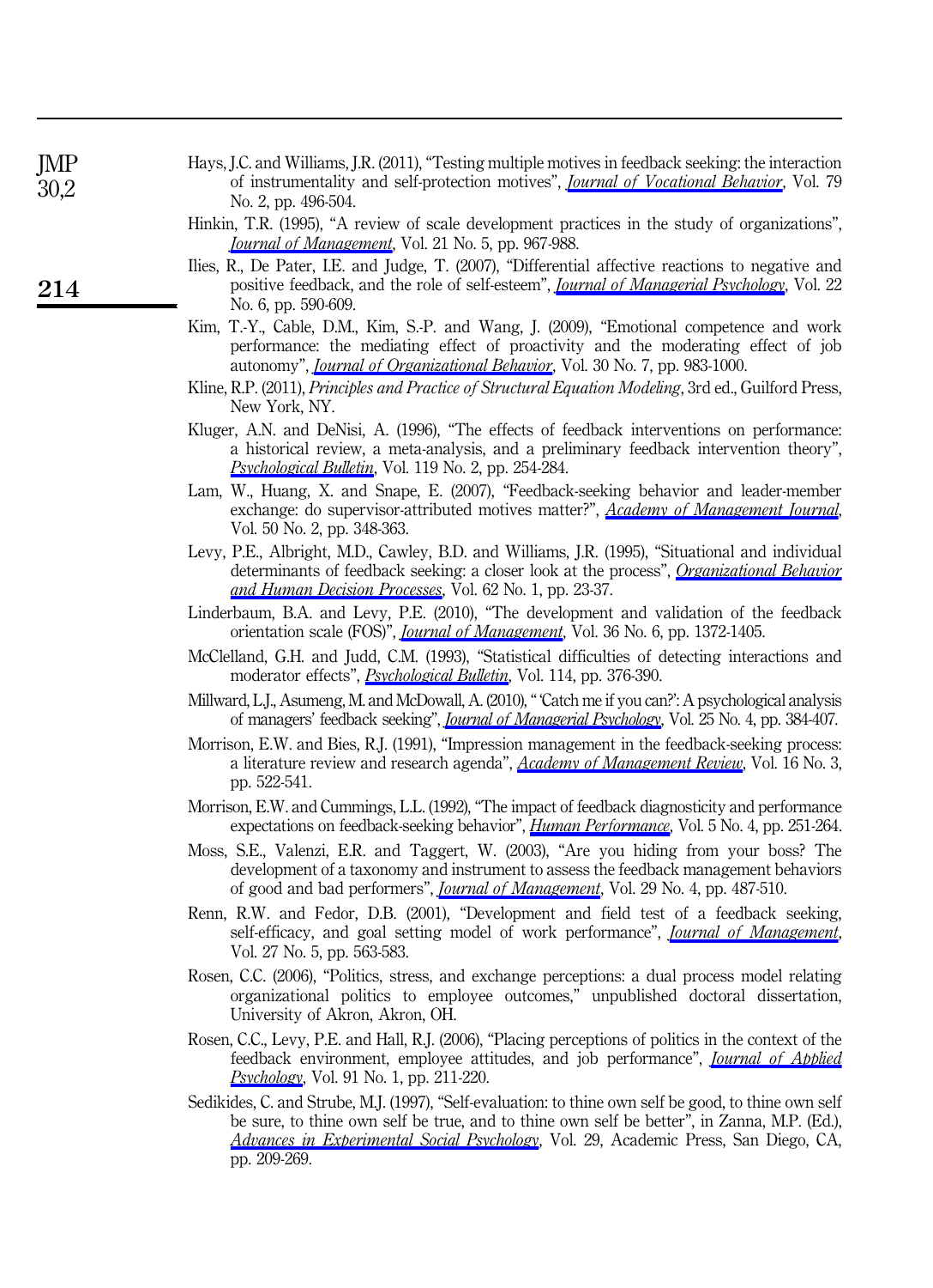Hays, J.C. and Williams, J.R. (2011), "Testing multiple motives in feedback seeking: the interaction of instrumentality and self-protection motives", *Journal of Vocational Behavior*, Vol. 79 No. 2, pp. 496-504.

Hinkin, T.R. (1995), "A review of scale development practices in the study of organizations", *Journal of Management*, Vol. 21 No. 5, pp. 967-988.

Ilies, R., De Pater, I.E. and Judge, T. (2007), "Differential affective reactions to negative and positive feedback, and the role of self-esteem", *Journal of Managerial Psychology*, Vol. 22 No. 6, pp. 590-609.

Kim, T.-Y., Cable, D.M., Kim, S.-P. and Wang, J. (2009), "Emotional competence and work performance: the mediating effect of proactivity and the moderating effect of job autonomy", *Journal of Organizational Behavior*, Vol. 30 No. 7, pp. 983-1000.

Kline, R.P. (2011), *Principles and Practice of Structural Equation Modeling*, 3rd ed., Guilford Press, New York, NY.

Kluger, A.N. and DeNisi, A. (1996), "The effects of feedback interventions on performance: a historical review, a meta-analysis, and a preliminary feedback intervention theory", *Psychological Bulletin*, Vol. 119 No. 2, pp. 254-284.

Lam, W., Huang, X. and Snape, E. (2007), "Feedback-seeking behavior and leader-member exchange: do supervisor-attributed motives matter?", *Academy of Management Journal*, Vol. 50 No. 2, pp. 348-363.

Levy, P.E., Albright, M.D., Cawley, B.D. and Williams, J.R. (1995), "Situational and individual determinants of feedback seeking: a closer look at the process", *Organizational Behavior and Human Decision Processes*, Vol. 62 No. 1, pp. 23-37.

Linderbaum, B.A. and Levy, P.E. (2010), "The development and validation of the feedback orientation scale (FOS)", *Journal of Management*, Vol. 36 No. 6, pp. 1372-1405.

McClelland, G.H. and Judd, C.M. (1993), "Statistical difficulties of detecting interactions and moderator effects", *Psychological Bulletin*, Vol. 114, pp. 376-390.

Millward, L.J., Asumeng, M. and McDowall, A. (2010), " 'Catch me if you can?': A psychological analysis of managers' feedback seeking", *Journal of Managerial Psychology*, Vol. 25 No. 4, pp. 384-407.

Morrison, E.W. and Bies, R.J. (1991), "Impression management in the feedback-seeking process: a literature review and research agenda", *Academy of Management Review*, Vol. 16 No. 3, pp. 522-541.

Morrison, E.W. and Cummings, L.L. (1992), "The impact of feedback diagnosticity and performance expectations on feedback-seeking behavior", *Human Performance*, Vol. 5 No. 4, pp. 251-264.

Moss, S.E., Valenzi, E.R. and Taggert, W. (2003), "Are you hiding from your boss? The development of a taxonomy and instrument to assess the feedback management behaviors of good and bad performers", *Journal of Management*, Vol. 29 No. 4, pp. 487-510.

Renn, R.W. and Fedor, D.B. (2001), "Development and field test of a feedback seeking, self-efficacy, and goal setting model of work performance", *Journal of Management*, Vol. 27 No. 5, pp. 563-583.

Rosen, C.C. (2006), "Politics, stress, and exchange perceptions: a dual process model relating organizational politics to employee outcomes," unpublished doctoral dissertation, University of Akron, Akron, OH.

Rosen, C.C., Levy, P.E. and Hall, R.J. (2006), "Placing perceptions of politics in the context of the feedback environment, employee attitudes, and job performance", *Journal of Applied Psychology*, Vol. 91 No. 1, pp. 211-220.

Sedikides, C. and Strube, M.J. (1997), "Self-evaluation: to thine own self be good, to thine own self be sure, to thine own self be true, and to thine own self be better", in Zanna, M.P. (Ed.), *Advances in Experimental Social Psychology*, Vol. 29, Academic Press, San Diego, CA, pp. 209-269.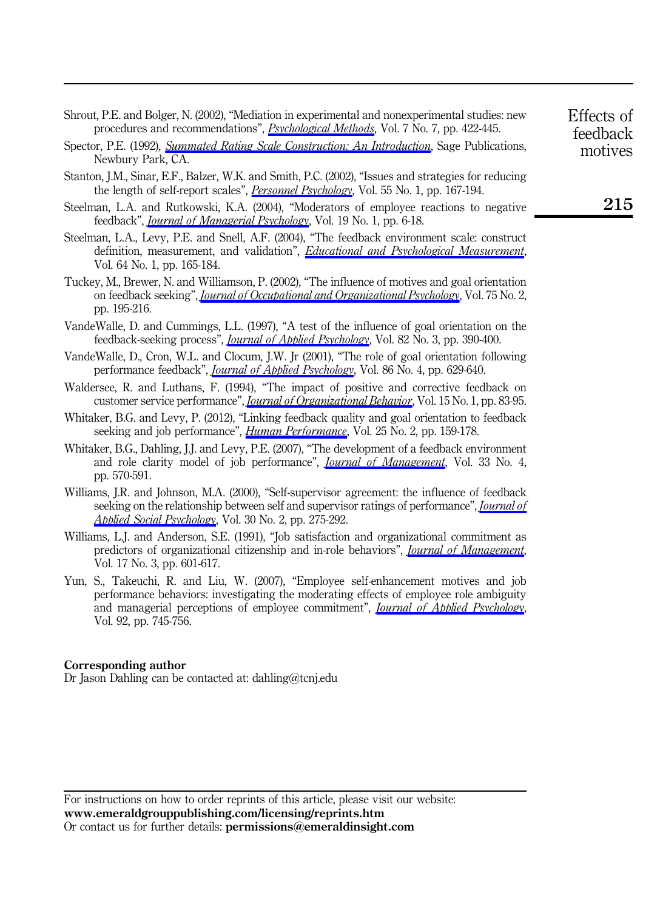Shrout, P.E. and Bolger, N. (2002), "Mediation in experimental and nonexperimental studies: new procedures and recommendations", *Psychological Methods*, Vol. 7 No. 7, pp. 422-445.

Spector, P.E. (1992), *Summated Rating Scale Construction: An Introduction*, Sage Publications, Newbury Park, CA.

Stanton, J.M., Sinar, E.F., Balzer, W.K. and Smith, P.C. (2002), "Issues and strategies for reducing the length of self-report scales", *Personnel Psychology*, Vol. 55 No. 1, pp. 167-194.

Steelman, L.A. and Rutkowski, K.A. (2004), "Moderators of employee reactions to negative feedback", *Journal of Managerial Psychology*, Vol. 19 No. 1, pp. 6-18.

Steelman, L.A., Levy, P.E. and Snell, A.F. (2004), "The feedback environment scale: construct definition, measurement, and validation", *Educational and Psychological Measurement*, Vol. 64 No. 1, pp. 165-184.

Tuckey, M., Brewer, N. and Williamson, P. (2002), "The influence of motives and goal orientation on feedback seeking", *Journal of Occupational and Organizational Psychology*, Vol. 75 No. 2, pp. 195-216.

VandeWalle, D. and Cummings, L.L. (1997), "A test of the influence of goal orientation on the feedback-seeking process", *Journal of Applied Psychology*, Vol. 82 No. 3, pp. 390-400.

VandeWalle, D., Cron, W.L. and Clocum, J.W. Jr (2001), "The role of goal orientation following performance feedback", *Journal of Applied Psychology*, Vol. 86 No. 4, pp. 629-640.

Waldersee, R. and Luthans, F. (1994), "The impact of positive and corrective feedback on customer service performance", *Journal of Organizational Behavior*, Vol. 15 No. 1, pp. 83-95.

Whitaker, B.G. and Levy, P. (2012), "Linking feedback quality and goal orientation to feedback seeking and job performance", *Human Performance*, Vol. 25 No. 2, pp. 159-178.

Whitaker, B.G., Dahling, J.J. and Levy, P.E. (2007), "The development of a feedback environment and role clarity model of job performance", *Journal of Management*, Vol. 33 No. 4, pp. 570-591.

Williams, J.R. and Johnson, M.A. (2000), "Self-supervisor agreement: the influence of feedback seeking on the relationship between self and supervisor ratings of performance", *Journal of Applied Social Psychology*, Vol. 30 No. 2, pp. 275-292.

Williams, L.J. and Anderson, S.E. (1991), "Job satisfaction and organizational commitment as predictors of organizational citizenship and in-role behaviors", *Journal of Management*, Vol. 17 No. 3, pp. 601-617.

Yun, S., Takeuchi, R. and Liu, W. (2007), "Employee self-enhancement motives and job performance behaviors: investigating the moderating effects of employee role ambiguity and managerial perceptions of employee commitment", *Journal of Applied Psychology*, Vol. 92, pp. 745-756.

**Corresponding author**
Dr Jason Dahling can be contacted at: dahling@tcnj.edu

For instructions on how to order reprints of this article, please visit our website:
**www.emeraldgrouppublishing.com/licensing/reprints.htm**
Or contact us for further details: **permissions@emeraldinsight.com**